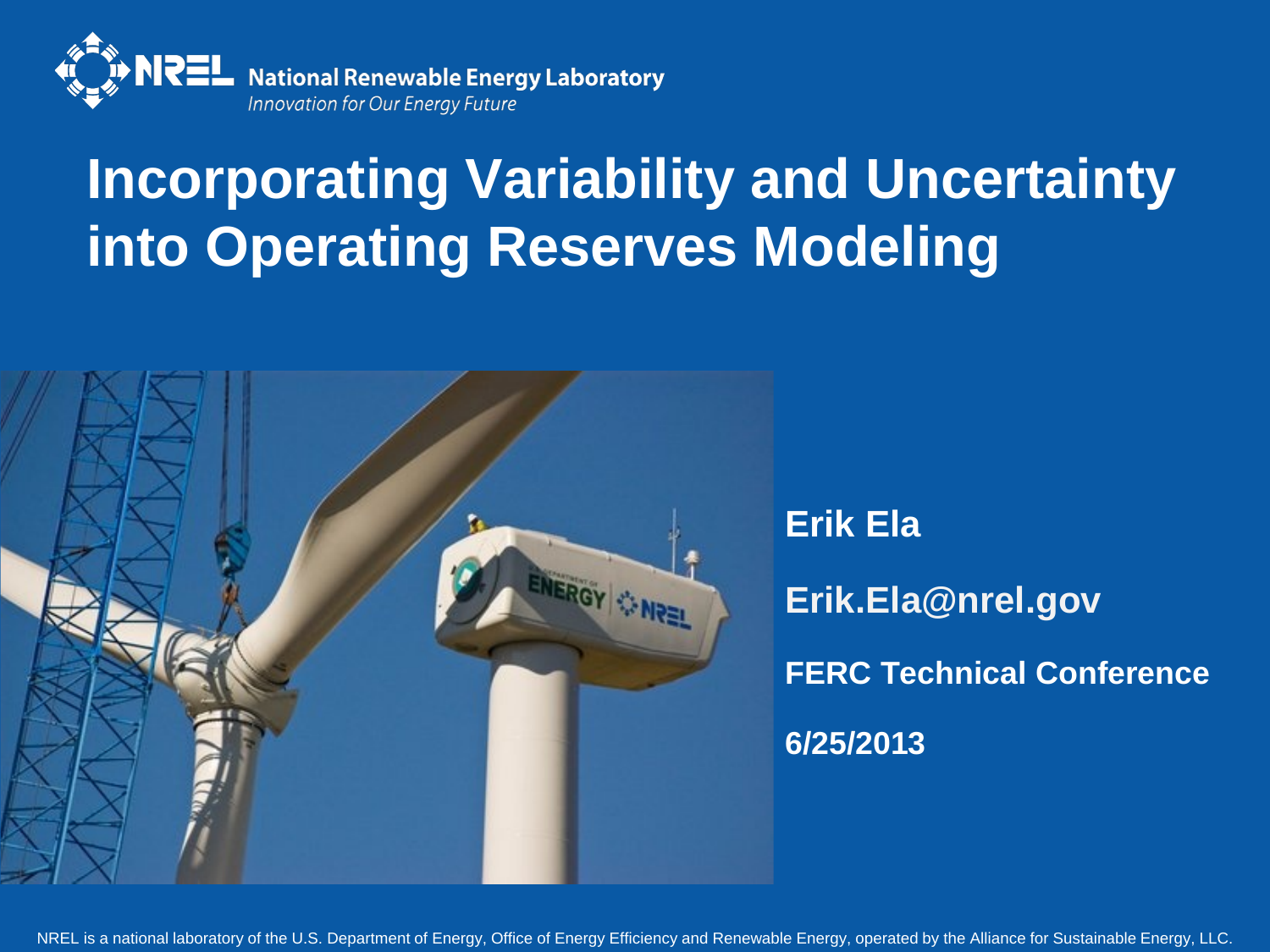NREL National Renewable Energy Laboratory

*Innovation for Our Energy Future*

# Incorporating Variability and Uncertainty into Operating Reserves Modeling

**Erik Ela**

**Erik.Ela@nrel.gov**

**FERC Technical Conference**

**6/25/2013**

NREL is a national laboratory of the U.S. Department of Energy, Office of Energy Efficiency and Renewable Energy, operated by the Alliance for Sustainable Energy, LLC.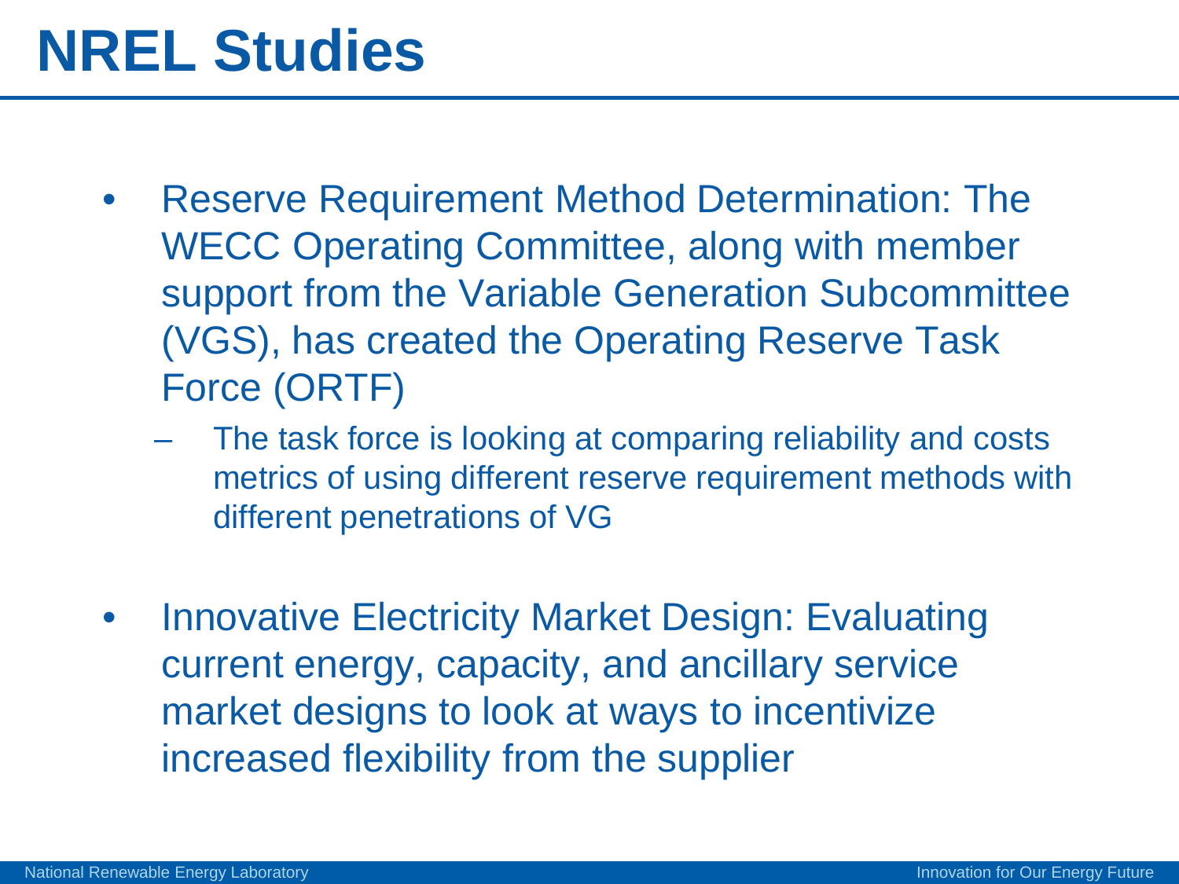# NREL Studies

- Reserve Requirement Method Determination: The WECC Operating Committee, along with member support from the Variable Generation Subcommittee (VGS), has created the Operating Reserve Task Force (ORTF)
  - The task force is looking at comparing reliability and costs metrics of using different reserve requirement methods with different penetrations of VG
- Innovative Electricity Market Design: Evaluating current energy, capacity, and ancillary service market designs to look at ways to incentivize increased flexibility from the supplier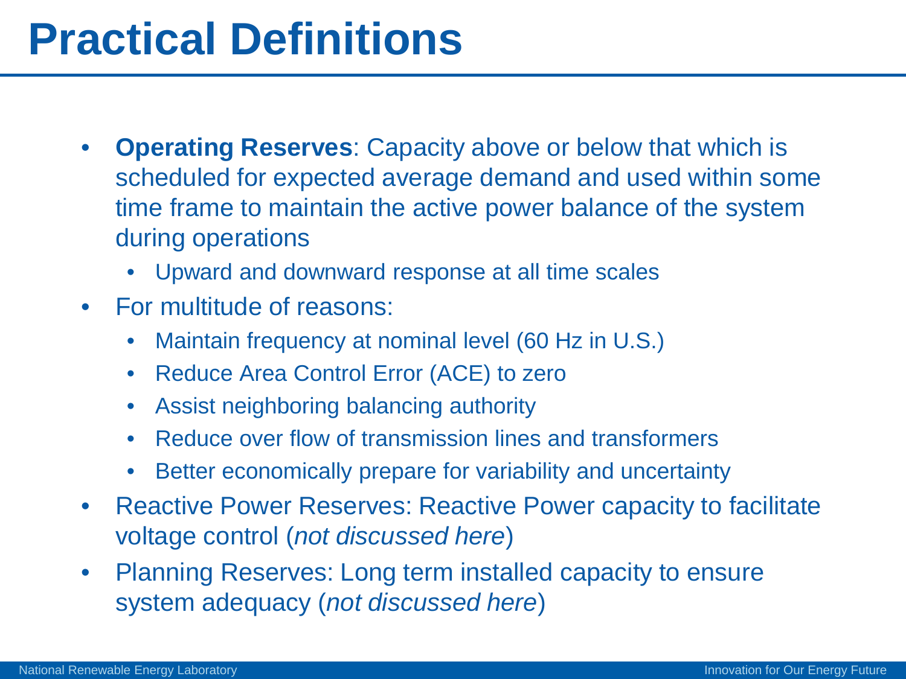# Practical Definitions

- **Operating Reserves**: Capacity above or below that which is scheduled for expected average demand and used within some time frame to maintain the active power balance of the system during operations
  - Upward and downward response at all time scales
- For multitude of reasons:
  - Maintain frequency at nominal level (60 Hz in U.S.)
  - Reduce Area Control Error (ACE) to zero
  - Assist neighboring balancing authority
  - Reduce over flow of transmission lines and transformers
  - Better economically prepare for variability and uncertainty
- Reactive Power Reserves: Reactive Power capacity to facilitate voltage control (*not discussed here*)
- Planning Reserves: Long term installed capacity to ensure system adequacy (*not discussed here*)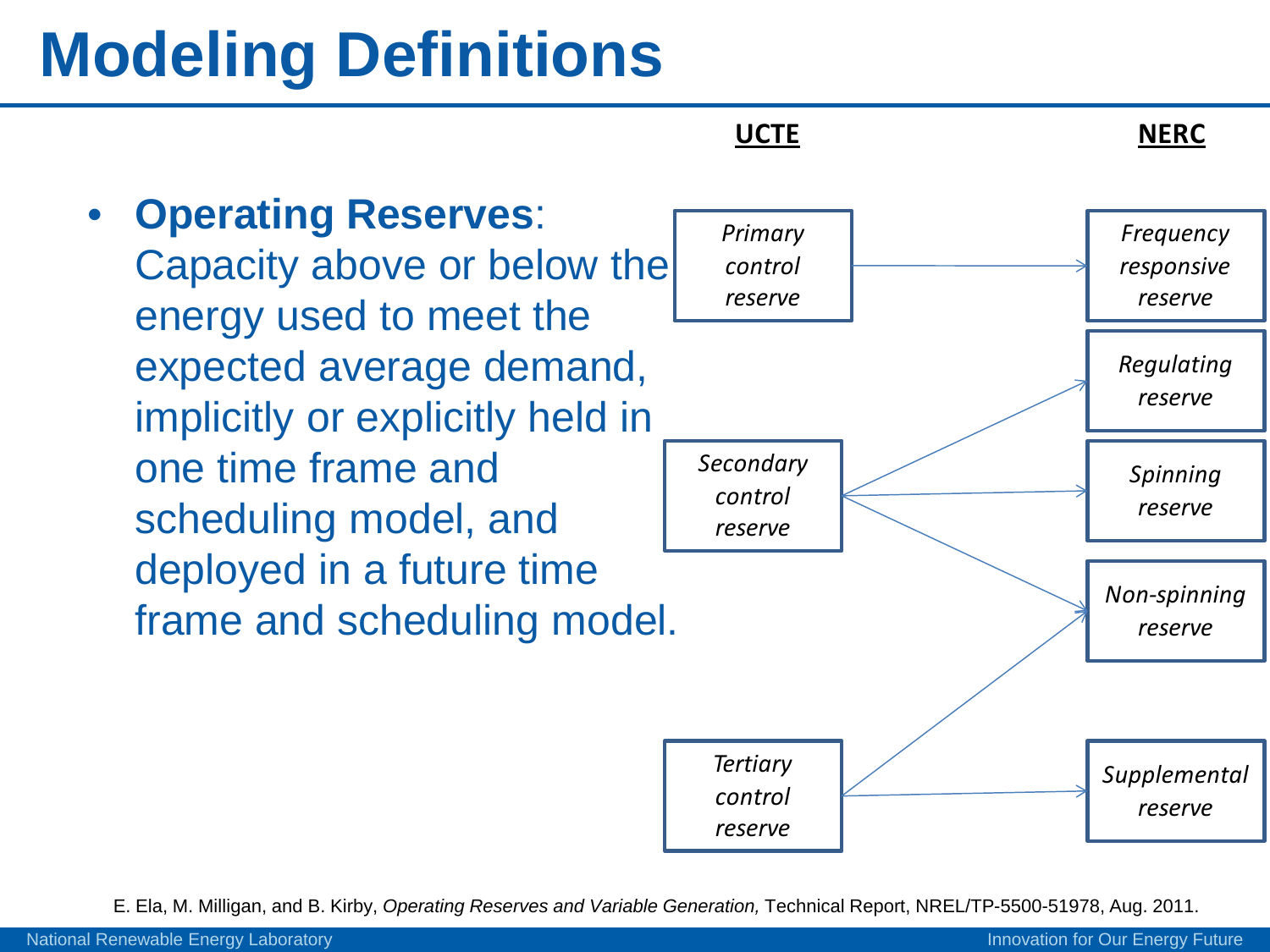# Modeling Definitions

- **Operating Reserves**: Capacity above or below the energy used to meet the expected average demand, implicitly or explicitly held in one time frame and scheduling model, and deployed in a future time frame and scheduling model.

| UCTE | NERC |
| --- | --- |
| *Primary control reserve* | *Frequency responsive reserve* |
| *Secondary control reserve* | *Regulating reserve*, *Spinning reserve*, *Non-spinning reserve* |
| *Tertiary control reserve* | *Non-spinning reserve*, *Supplemental reserve* |

E. Ela, M. Milligan, and B. Kirby, *Operating Reserves and Variable Generation,* Technical Report, NREL/TP-5500-51978, Aug. 2011.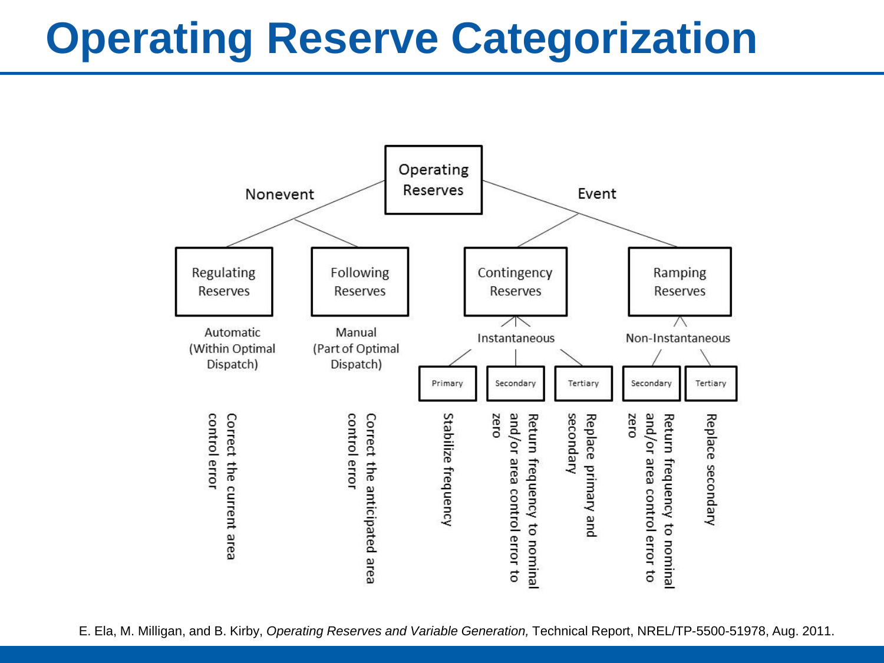# Operating Reserve Categorization

- Operating Reserves
  - Nonevent
    - Regulating Reserves — Automatic (Within Optimal Dispatch)
      - Correct the current area control error
    - Following Reserves — Manual (Part of Optimal Dispatch)
      - Correct the anticipated area control error
  - Event
    - Contingency Reserves — Instantaneous
      - Primary: Stabilize frequency
      - Secondary: Return frequency to nominal and/or area control error to zero
      - Tertiary: Replace primary and secondary
    - Ramping Reserves — Non-Instantaneous
      - Secondary: Return frequency to nominal and/or area control error to zero
      - Tertiary: Replace secondary

E. Ela, M. Milligan, and B. Kirby, *Operating Reserves and Variable Generation,* Technical Report, NREL/TP-5500-51978, Aug. 2011.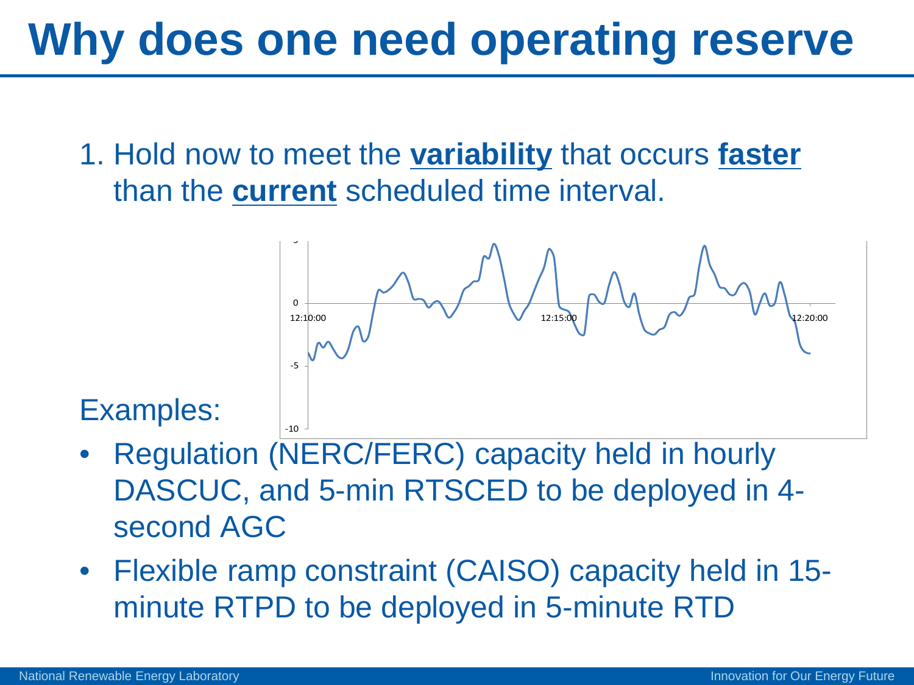# Why does one need operating reserve

1. Hold now to meet the **variability** that occurs **faster** than the **current** scheduled time interval.

Examples:

- Regulation (NERC/FERC) capacity held in hourly DASCUC, and 5-min RTSCED to be deployed in 4-second AGC
- Flexible ramp constraint (CAISO) capacity held in 15-minute RTPD to be deployed in 5-minute RTD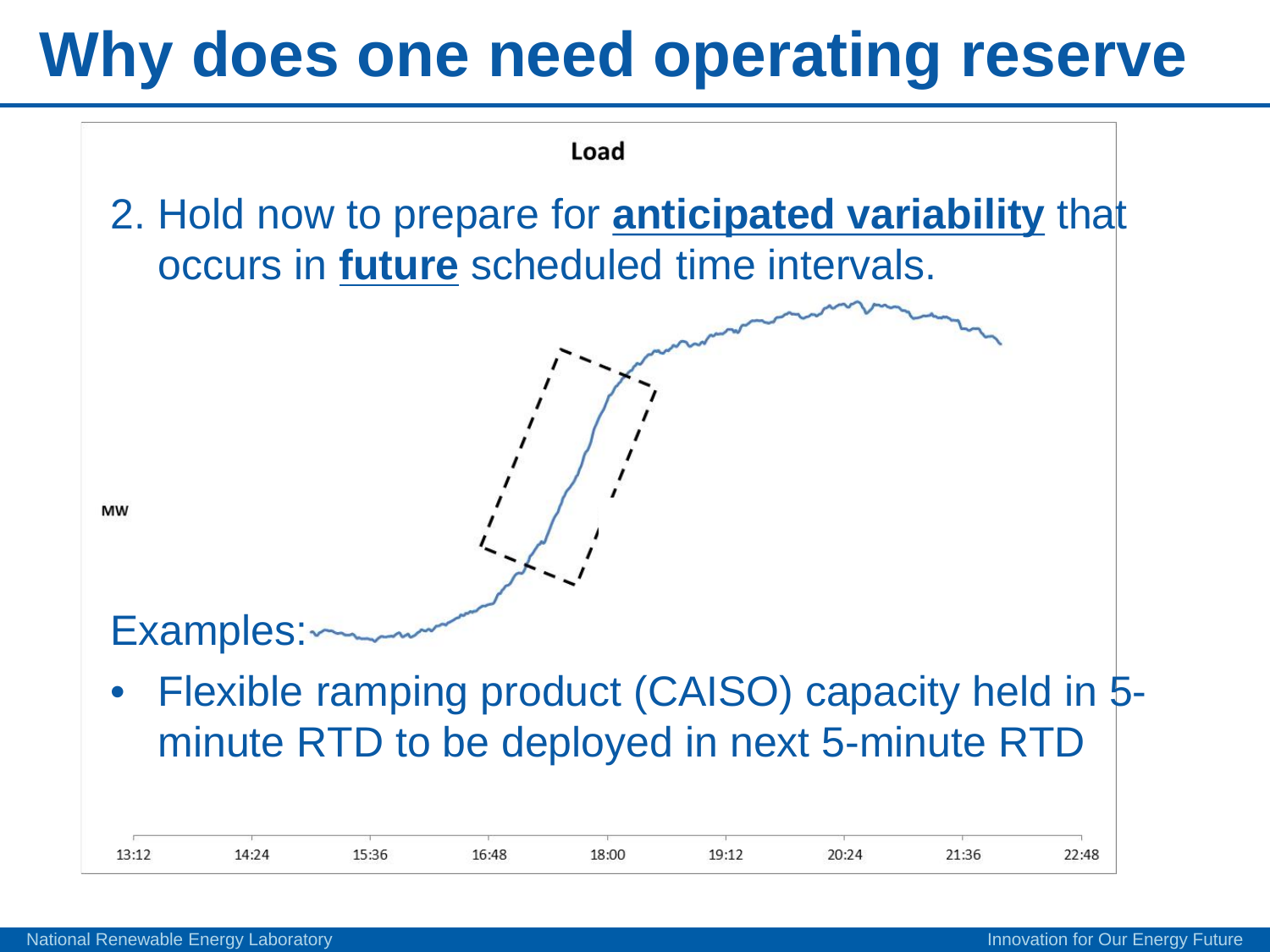# Why does one need operating reserve

Load

2. Hold now to prepare for **anticipated variability** that occurs in **future** scheduled time intervals.

MW

Examples:

- Flexible ramping product (CAISO) capacity held in 5-minute RTD to be deployed in next 5-minute RTD

13:12 14:24 15:36 16:48 18:00 19:12 20:24 21:36 22:48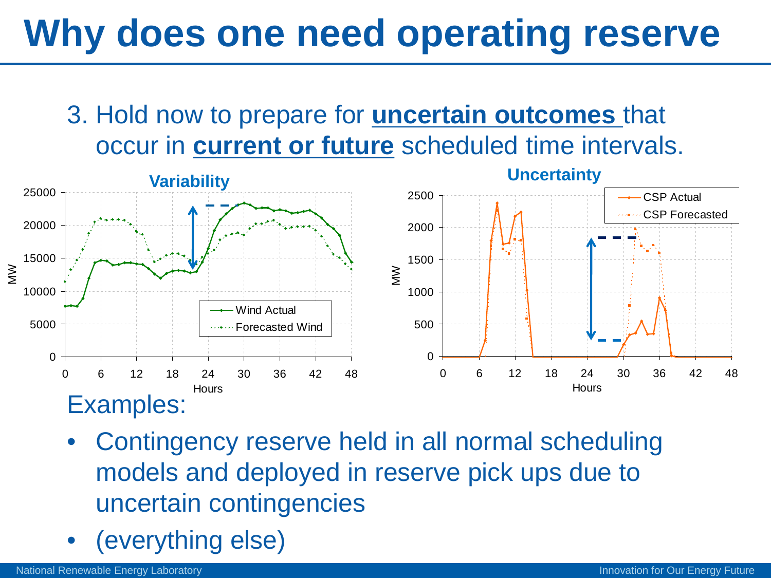# Why does one need operating reserve

3. Hold now to prepare for **uncertain outcomes** that occur in **current or future** scheduled time intervals.

**Variability**

**Uncertainty**

Examples:

- Contingency reserve held in all normal scheduling models and deployed in reserve pick ups due to uncertain contingencies
- (everything else)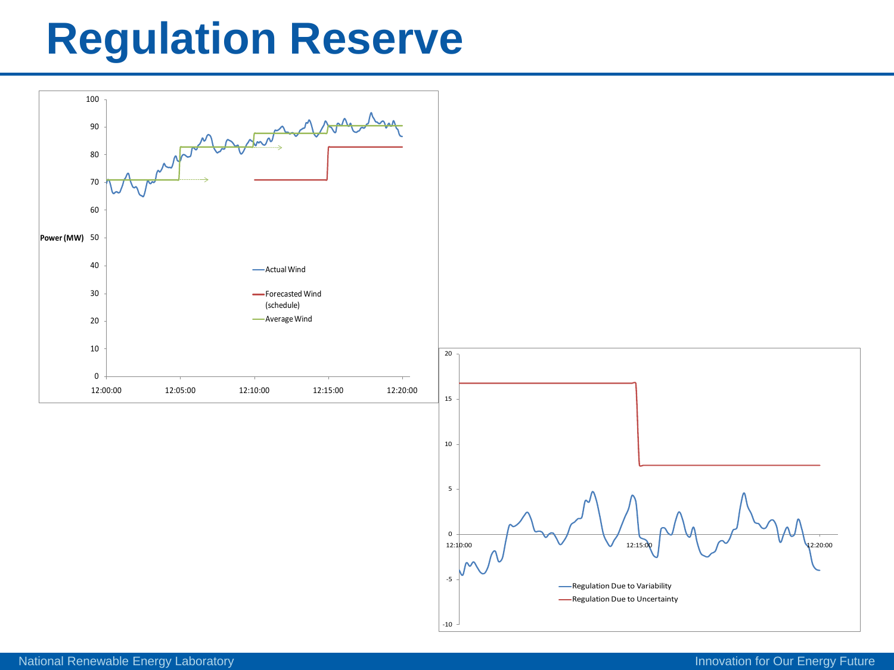# Regulation Reserve

Power (MW)

100
90
80
70
60
50
40
30
20
10
0

12:00:00 12:05:00 12:10:00 12:15:00 12:20:00

Actual Wind

Forecasted Wind (schedule)

Average Wind

20
15
10
5
0
-5
-10

12:10:00 12:15:00 12:20:00

Regulation Due to Variability

Regulation Due to Uncertainty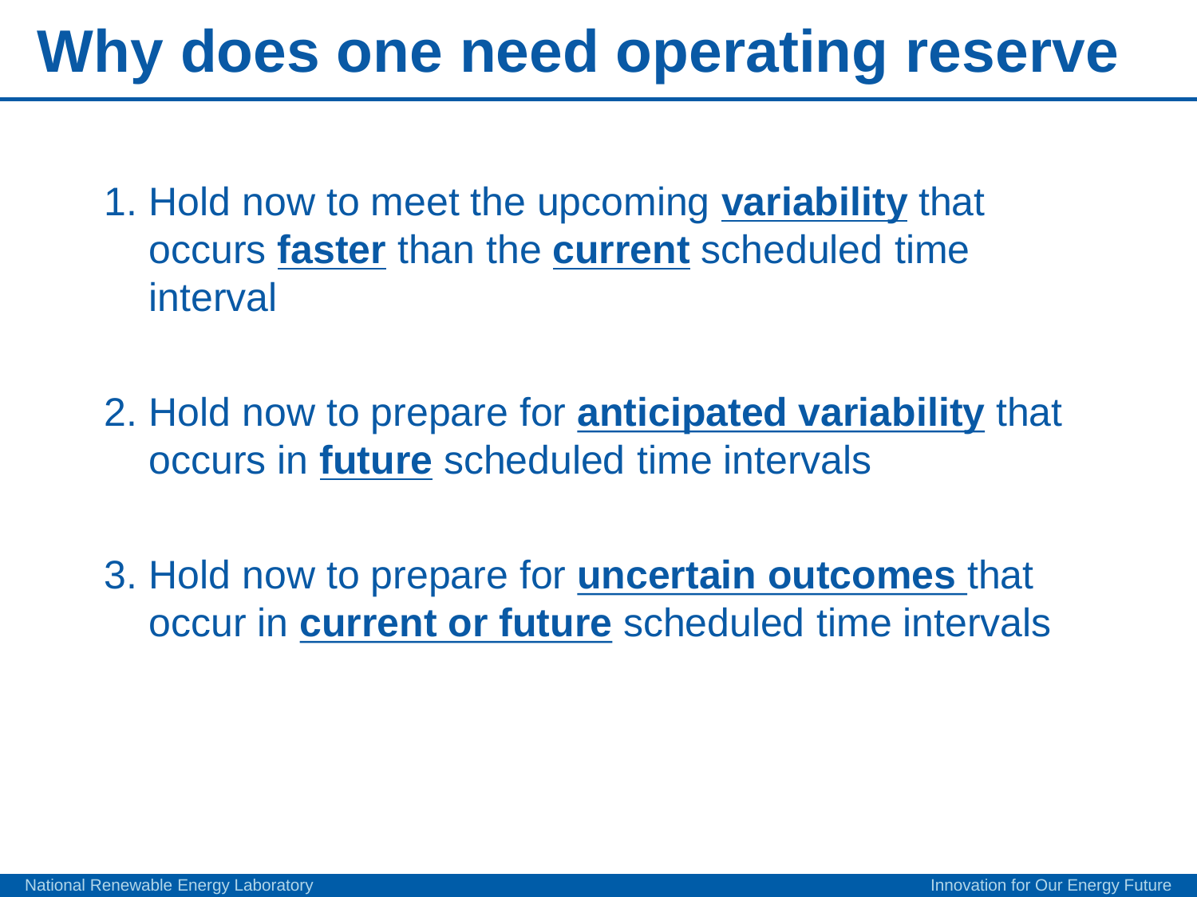# Why does one need operating reserve

1. Hold now to meet the upcoming **variability** that occurs **faster** than the **current** scheduled time interval

2. Hold now to prepare for **anticipated variability** that occurs in **future** scheduled time intervals

3. Hold now to prepare for **uncertain outcomes** that occur in **current or future** scheduled time intervals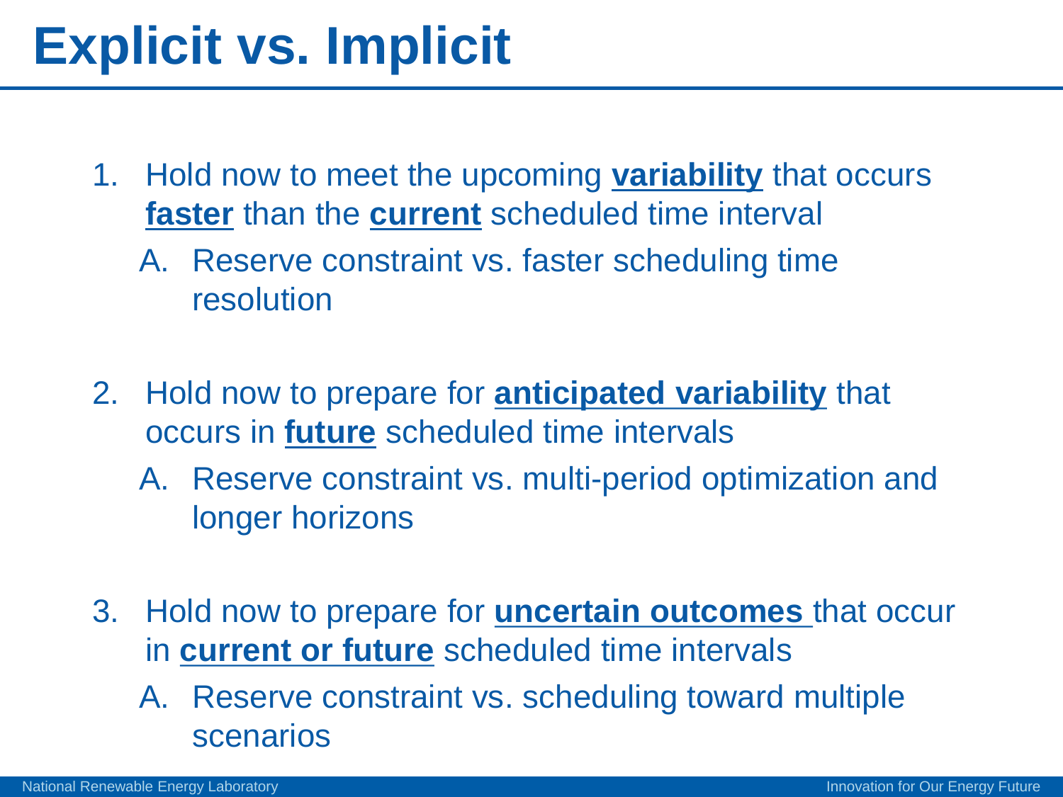# Explicit vs. Implicit

1. Hold now to meet the upcoming **variability** that occurs **faster** than the **current** scheduled time interval
   A. Reserve constraint vs. faster scheduling time resolution

2. Hold now to prepare for **anticipated variability** that occurs in **future** scheduled time intervals
   A. Reserve constraint vs. multi-period optimization and longer horizons

3. Hold now to prepare for **uncertain outcomes** that occur in **current or future** scheduled time intervals
   A. Reserve constraint vs. scheduling toward multiple scenarios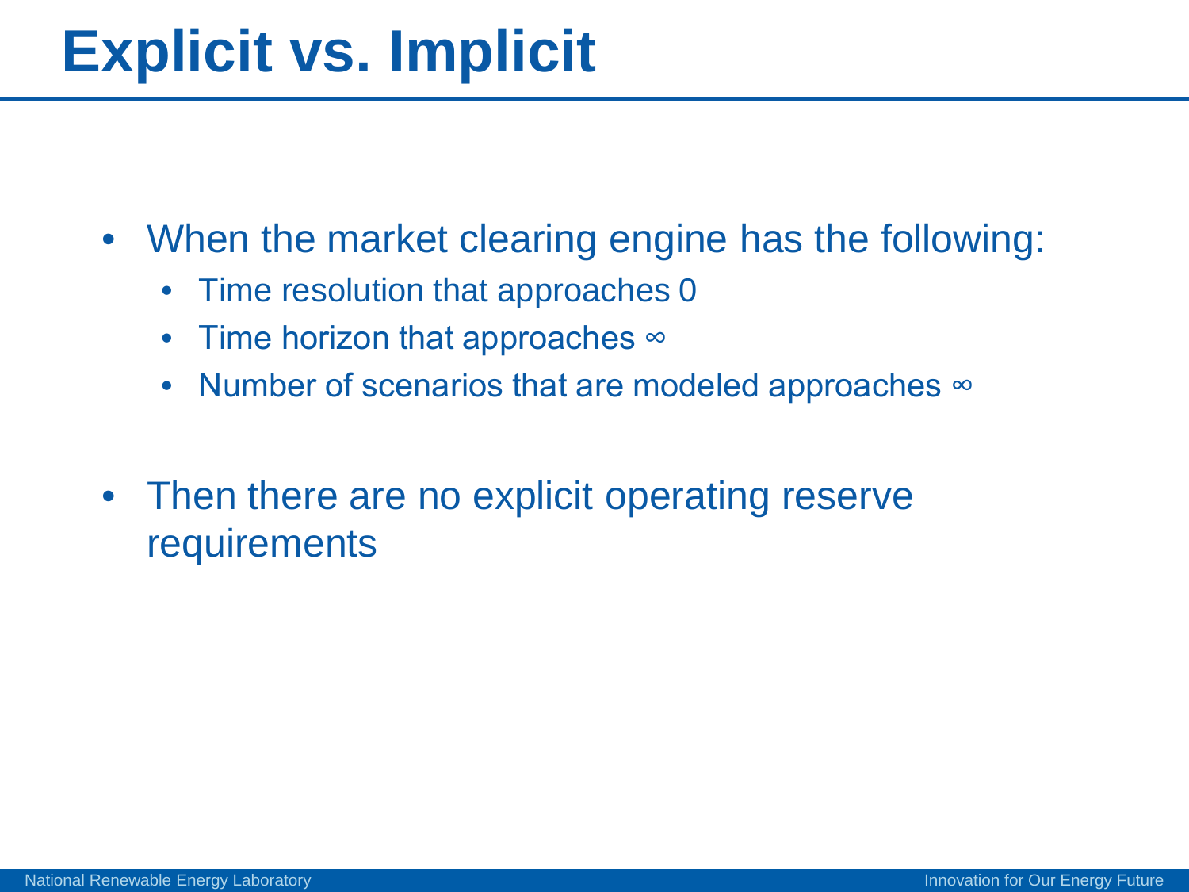# Explicit vs. Implicit

- When the market clearing engine has the following:
  - Time resolution that approaches 0
  - Time horizon that approaches ∞
  - Number of scenarios that are modeled approaches ∞
- Then there are no explicit operating reserve requirements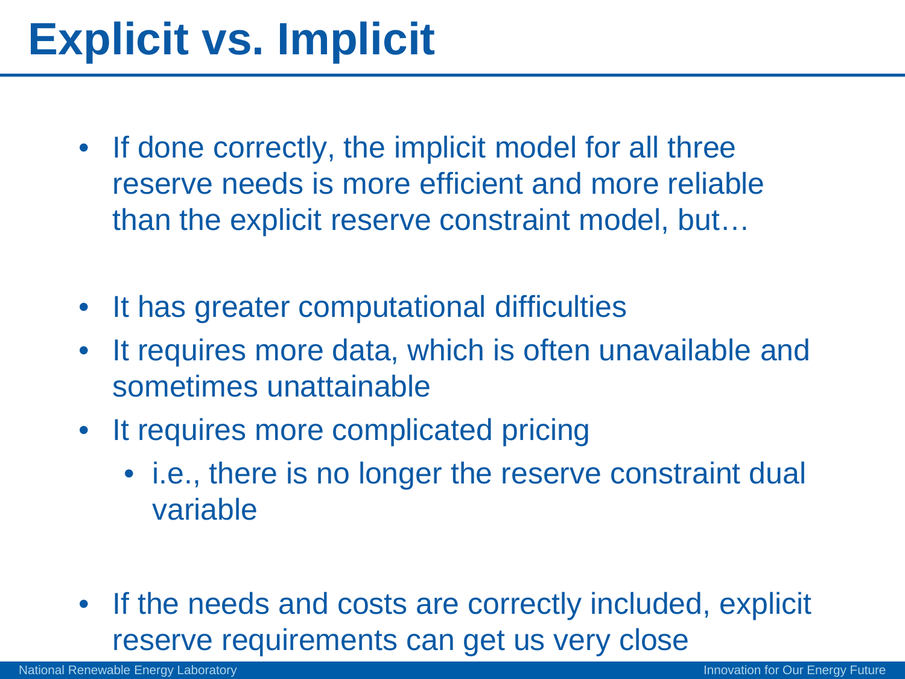# Explicit vs. Implicit

- If done correctly, the implicit model for all three reserve needs is more efficient and more reliable than the explicit reserve constraint model, but…

- It has greater computational difficulties
- It requires more data, which is often unavailable and sometimes unattainable
- It requires more complicated pricing
  - i.e., there is no longer the reserve constraint dual variable

- If the needs and costs are correctly included, explicit reserve requirements can get us very close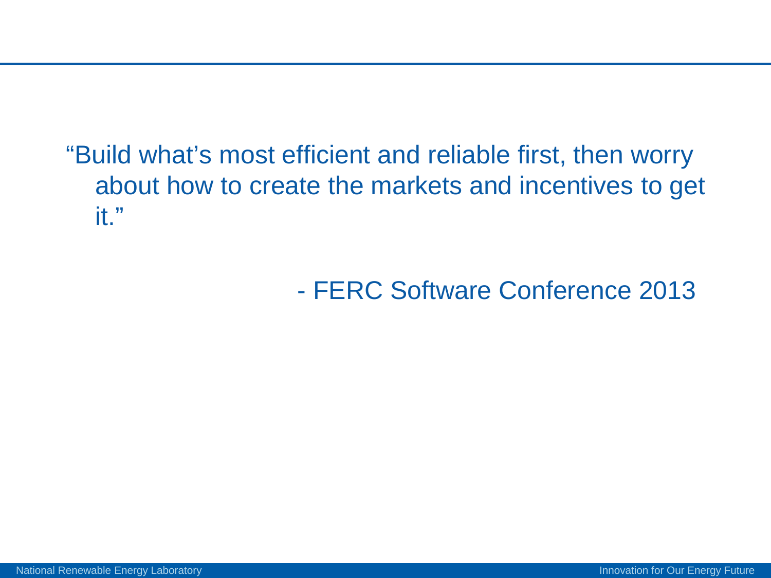"Build what's most efficient and reliable first, then worry about how to create the markets and incentives to get it."

- FERC Software Conference 2013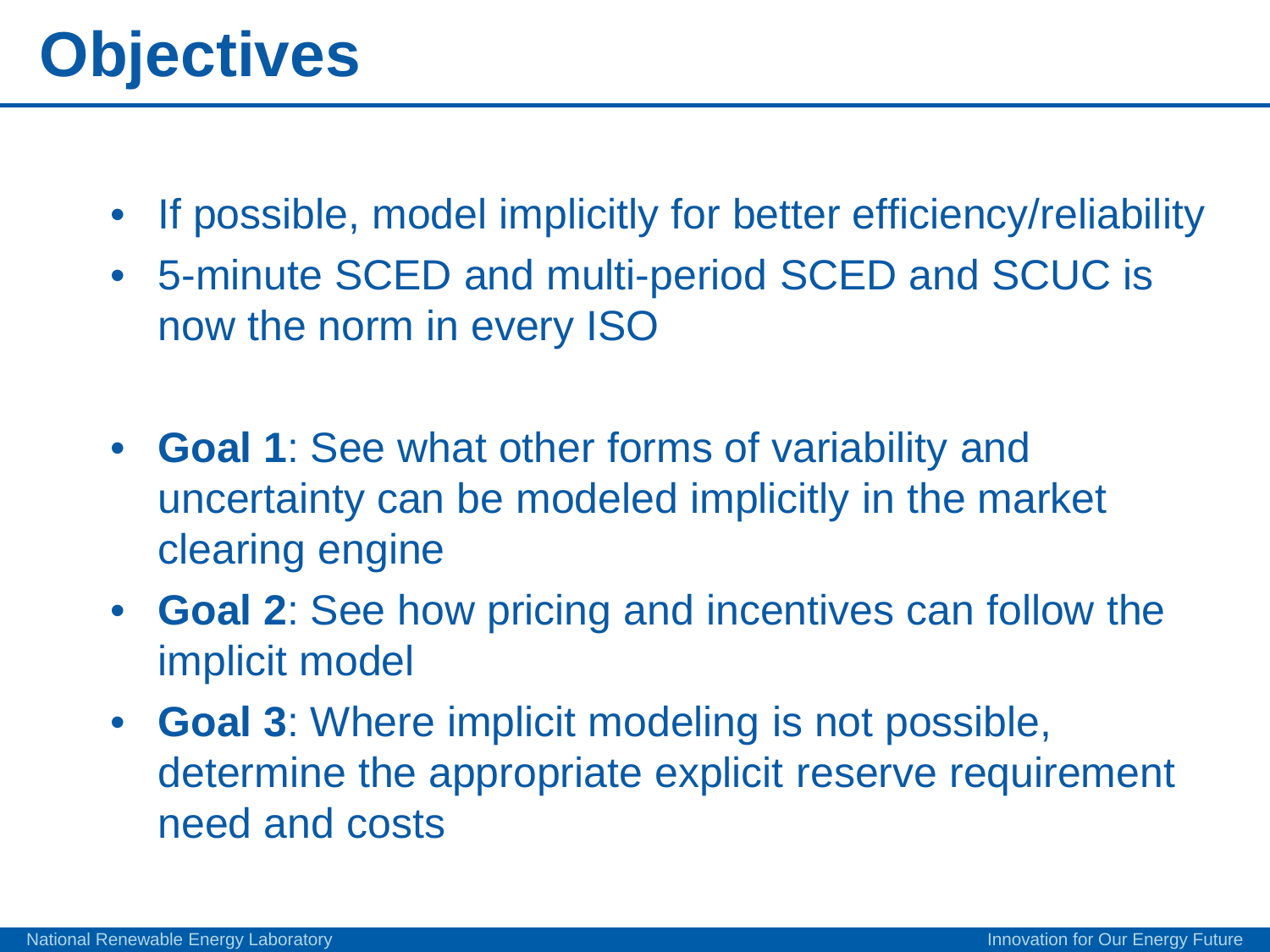# Objectives

- If possible, model implicitly for better efficiency/reliability
- 5-minute SCED and multi-period SCED and SCUC is now the norm in every ISO

- **Goal 1**: See what other forms of variability and uncertainty can be modeled implicitly in the market clearing engine
- **Goal 2**: See how pricing and incentives can follow the implicit model
- **Goal 3**: Where implicit modeling is not possible, determine the appropriate explicit reserve requirement need and costs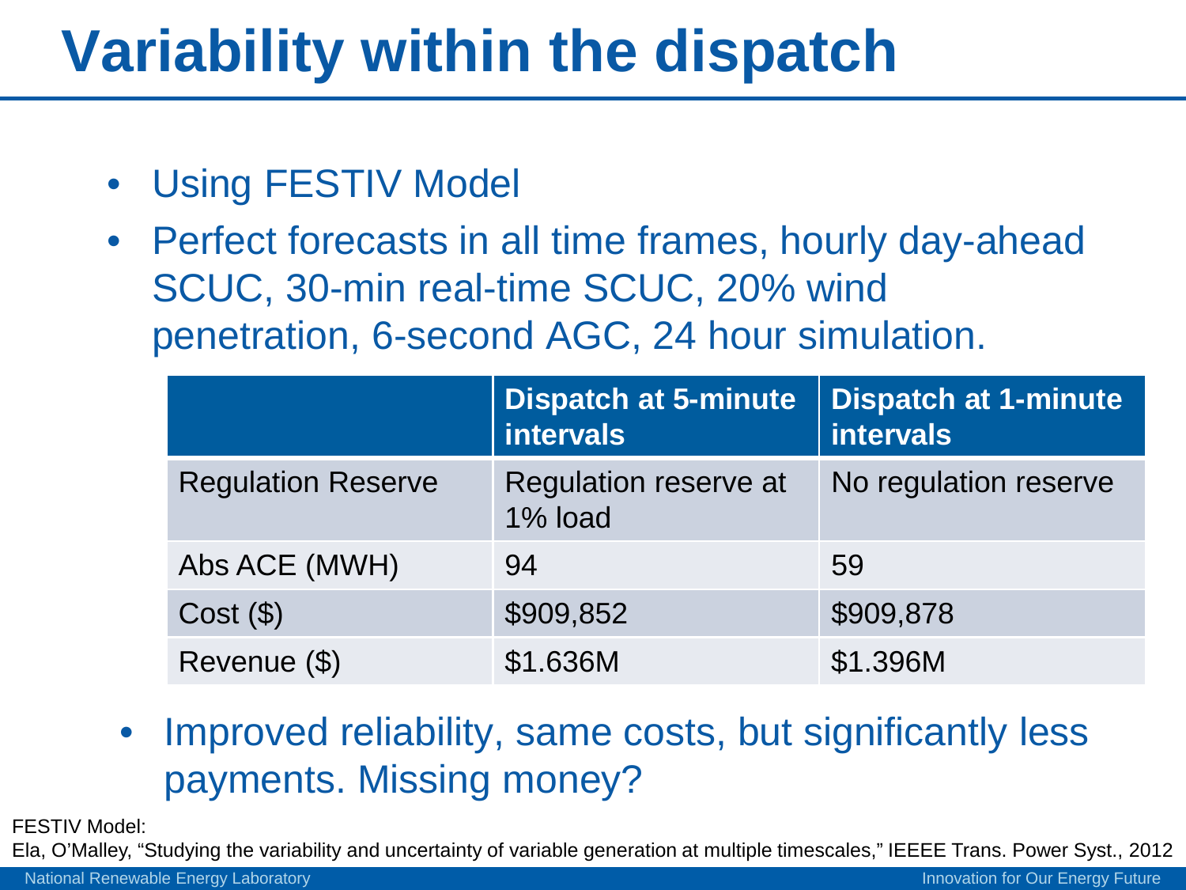# Variability within the dispatch

- Using FESTIV Model
- Perfect forecasts in all time frames, hourly day-ahead SCUC, 30-min real-time SCUC, 20% wind penetration, 6-second AGC, 24 hour simulation.

| | Dispatch at 5-minute intervals | Dispatch at 1-minute intervals |
|---|---|---|
| Regulation Reserve | Regulation reserve at 1% load | No regulation reserve |
| Abs ACE (MWH) | 94 | 59 |
| Cost ($) | $909,852 | $909,878 |
| Revenue ($) | $1.636M | $1.396M |

- Improved reliability, same costs, but significantly less payments. Missing money?

FESTIV Model:
Ela, O'Malley, "Studying the variability and uncertainty of variable generation at multiple timescales," IEEEE Trans. Power Syst., 2012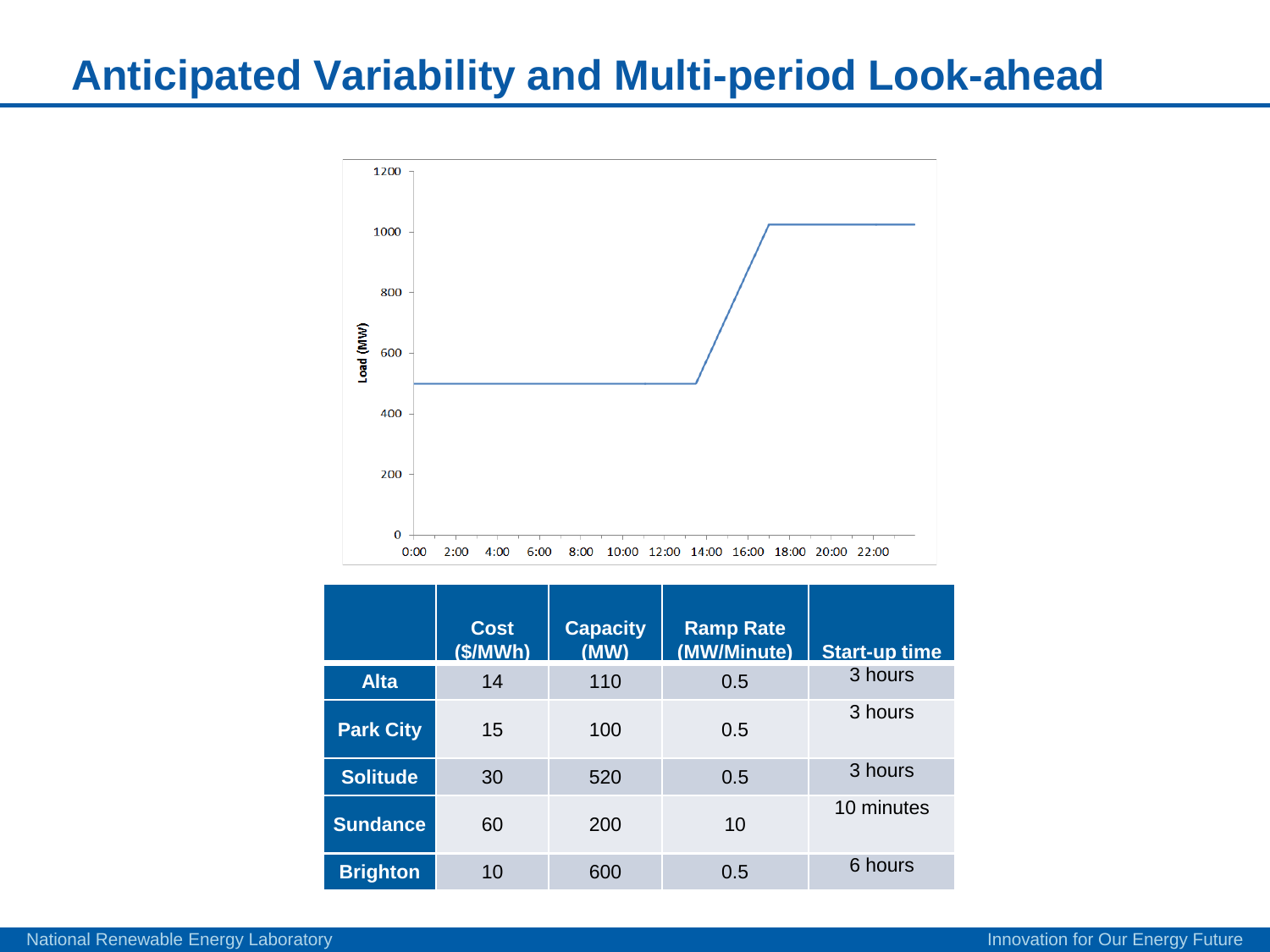# Anticipated Variability and Multi-period Look-ahead

| | Cost ($/MWh) | Capacity (MW) | Ramp Rate (MW/Minute) | Start-up time |
|---|---|---|---|---|
| **Alta** | 14 | 110 | 0.5 | 3 hours |
| **Park City** | 15 | 100 | 0.5 | 3 hours |
| **Solitude** | 30 | 520 | 0.5 | 3 hours |
| **Sundance** | 60 | 200 | 10 | 10 minutes |
| **Brighton** | 10 | 600 | 0.5 | 6 hours |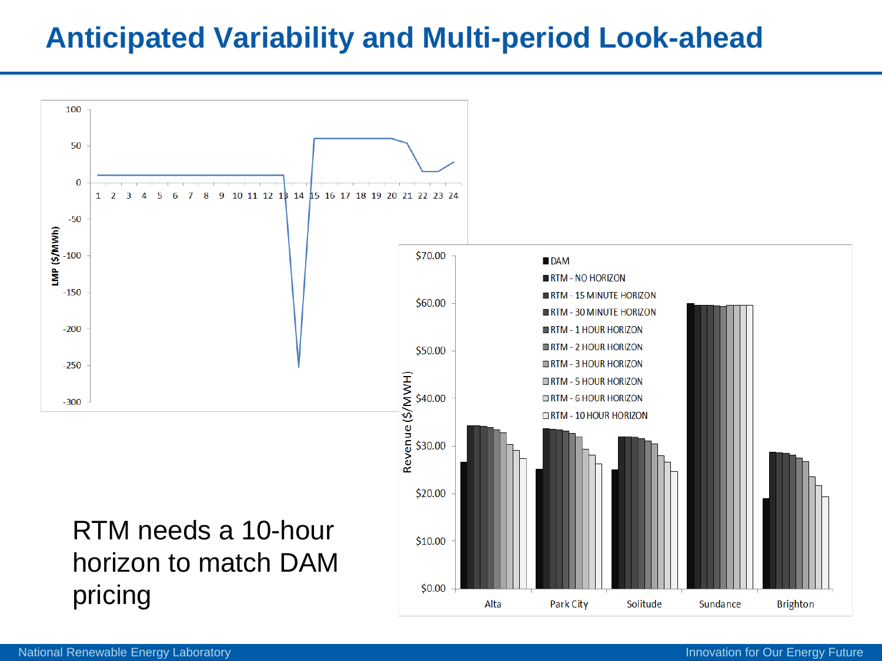# Anticipated Variability and Multi-period Look-ahead

RTM needs a 10-hour horizon to match DAM pricing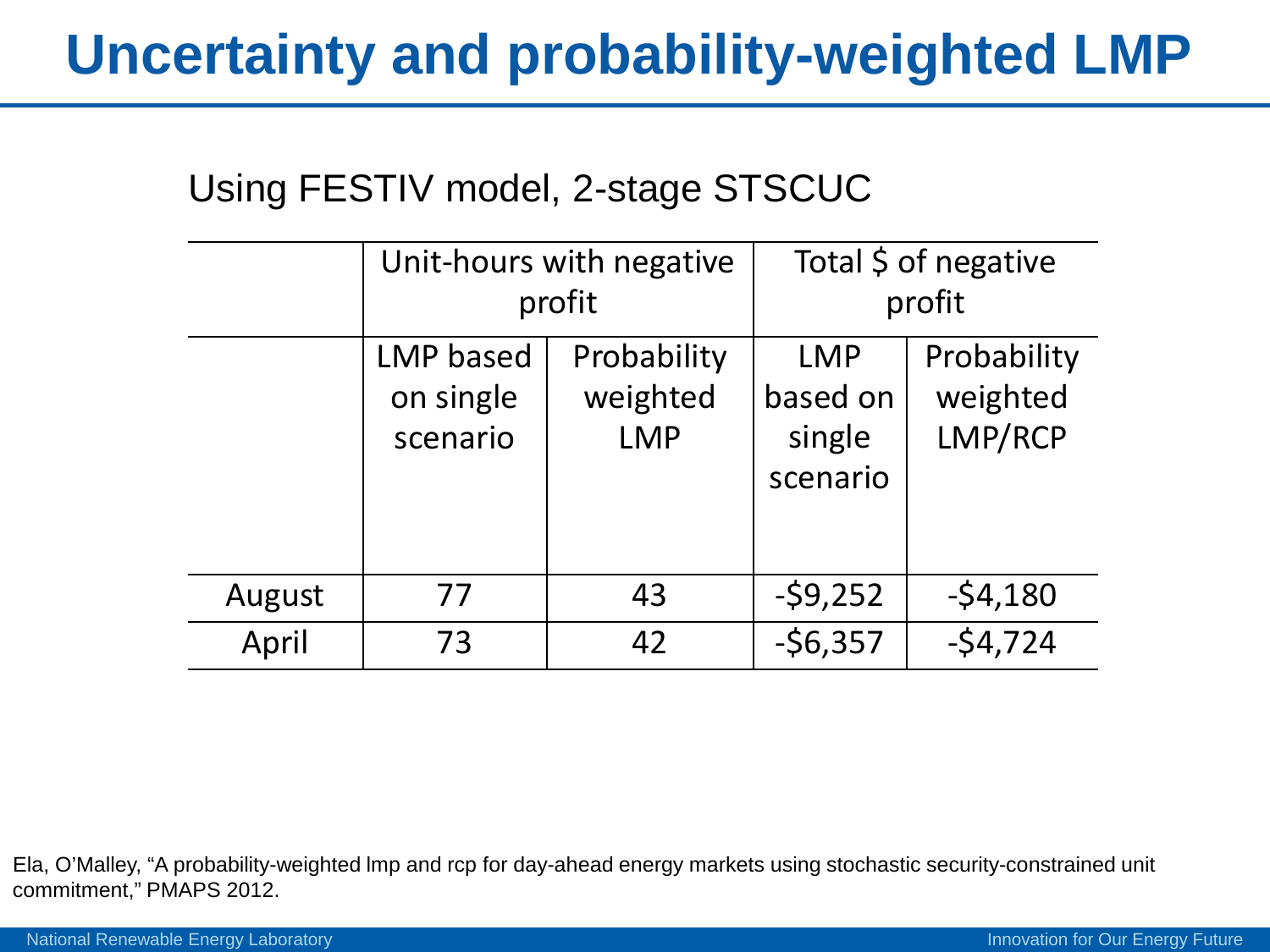# Uncertainty and probability-weighted LMP

Using FESTIV model, 2-stage STSCUC

| | Unit-hours with negative profit | | Total $ of negative profit | |
|---|---|---|---|---|
| | LMP based on single scenario | Probability weighted LMP | LMP based on single scenario | Probability weighted LMP/RCP |
| August | 77 | 43 | -$9,252 | -$4,180 |
| April | 73 | 42 | -$6,357 | -$4,724 |

Ela, O'Malley, "A probability-weighted lmp and rcp for day-ahead energy markets using stochastic security-constrained unit commitment," PMAPS 2012.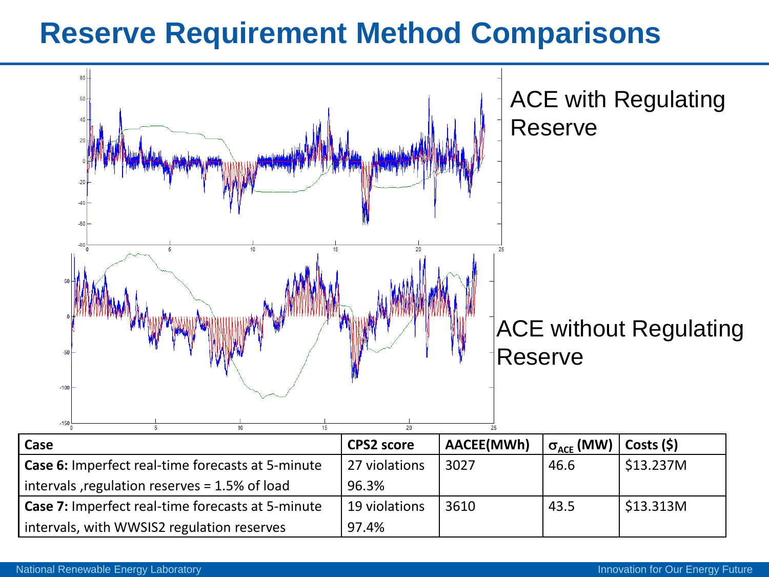# Reserve Requirement Method Comparisons

ACE with Regulating Reserve

ACE without Regulating Reserve

| Case | CPS2 score | AACEE(MWh) | $\sigma_{ACE}$ (MW) | Costs ($) |
|---|---|---|---|---|
| **Case 6:** Imperfect real-time forecasts at 5-minute intervals ,regulation reserves = 1.5% of load | 27 violations 96.3% | 3027 | 46.6 | $13.237M |
| **Case 7:** Imperfect real-time forecasts at 5-minute intervals, with WWSIS2 regulation reserves | 19 violations 97.4% | 3610 | 43.5 | $13.313M |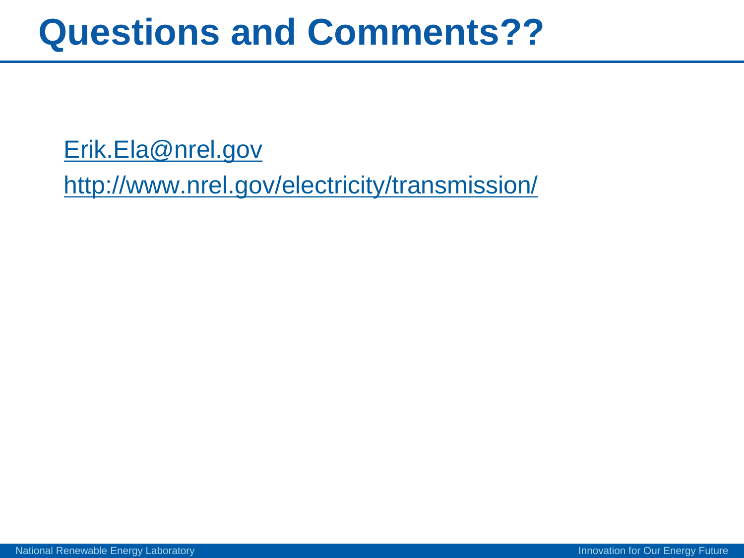# Questions and Comments??

Erik.Ela@nrel.gov

http://www.nrel.gov/electricity/transmission/